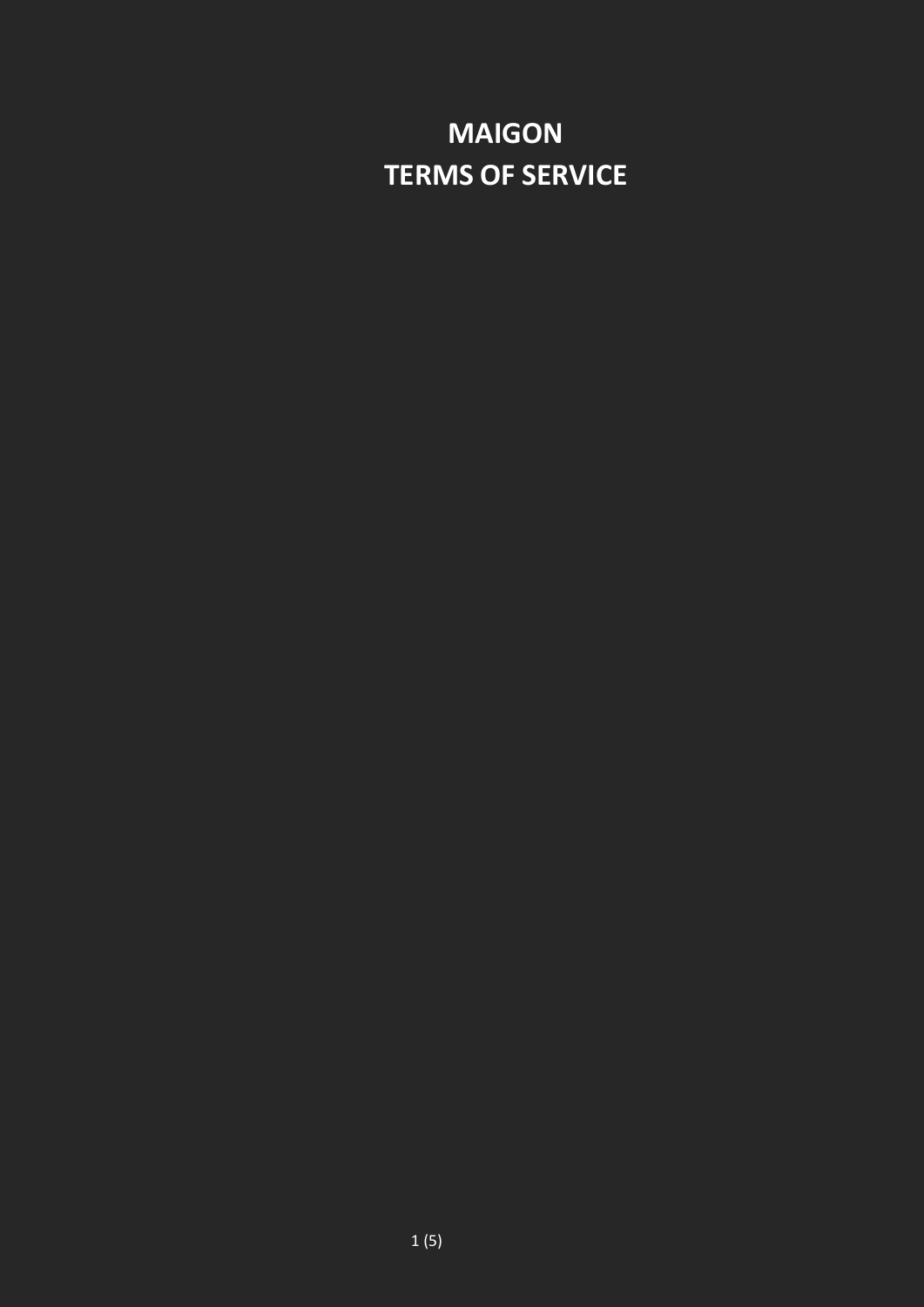# MAIGON
# TERMS OF SERVICE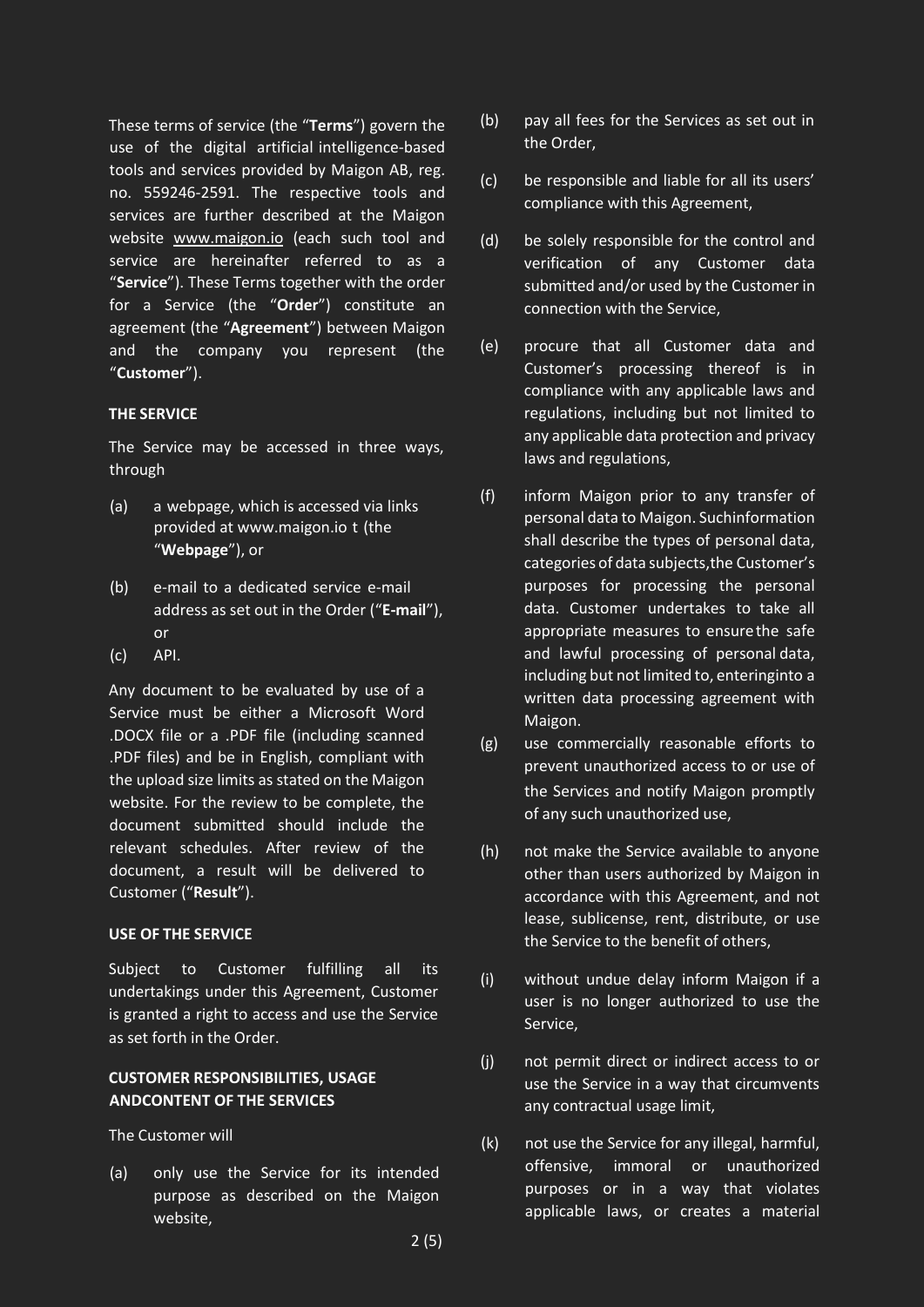These terms of service (the "**Terms**") govern the use of the digital artificial intelligence-based tools and services provided by Maigon AB, reg. no. 559246-2591. The respective tools and services are further described at the Maigon website www.maigon.io (each such tool and service are hereinafter referred to as a "**Service**"). These Terms together with the order for a Service (the "**Order**") constitute an agreement (the "**Agreement**") between Maigon and the company you represent (the "**Customer**").

**THE SERVICE**

The Service may be accessed in three ways, through

(a) a webpage, which is accessed via links provided at www.maigon.io t (the "**Webpage**"), or

(b) e-mail to a dedicated service e-mail address as set out in the Order ("**E-mail**"), or

(c) API.

Any document to be evaluated by use of a Service must be either a Microsoft Word .DOCX file or a .PDF file (including scanned .PDF files) and be in English, compliant with the upload size limits as stated on the Maigon website. For the review to be complete, the document submitted should include the relevant schedules. After review of the document, a result will be delivered to Customer ("**Result**").

**USE OF THE SERVICE**

Subject to Customer fulfilling all its undertakings under this Agreement, Customer is granted a right to access and use the Service as set forth in the Order.

**CUSTOMER RESPONSIBILITIES, USAGE ANDCONTENT OF THE SERVICES**

The Customer will

(a) only use the Service for its intended purpose as described on the Maigon website,

(b) pay all fees for the Services as set out in the Order,

(c) be responsible and liable for all its users' compliance with this Agreement,

(d) be solely responsible for the control and verification of any Customer data submitted and/or used by the Customer in connection with the Service,

(e) procure that all Customer data and Customer's processing thereof is in compliance with any applicable laws and regulations, including but not limited to any applicable data protection and privacy laws and regulations,

(f) inform Maigon prior to any transfer of personal data to Maigon. Suchinformation shall describe the types of personal data, categories of data subjects,the Customer's purposes for processing the personal data. Customer undertakes to take all appropriate measures to ensurethe safe and lawful processing of personal data, including but not limited to, enteringinto a written data processing agreement with Maigon.

(g) use commercially reasonable efforts to prevent unauthorized access to or use of the Services and notify Maigon promptly of any such unauthorized use,

(h) not make the Service available to anyone other than users authorized by Maigon in accordance with this Agreement, and not lease, sublicense, rent, distribute, or use the Service to the benefit of others,

(i) without undue delay inform Maigon if a user is no longer authorized to use the Service,

(j) not permit direct or indirect access to or use the Service in a way that circumvents any contractual usage limit,

(k) not use the Service for any illegal, harmful, offensive, immoral or unauthorized purposes or in a way that violates applicable laws, or creates a material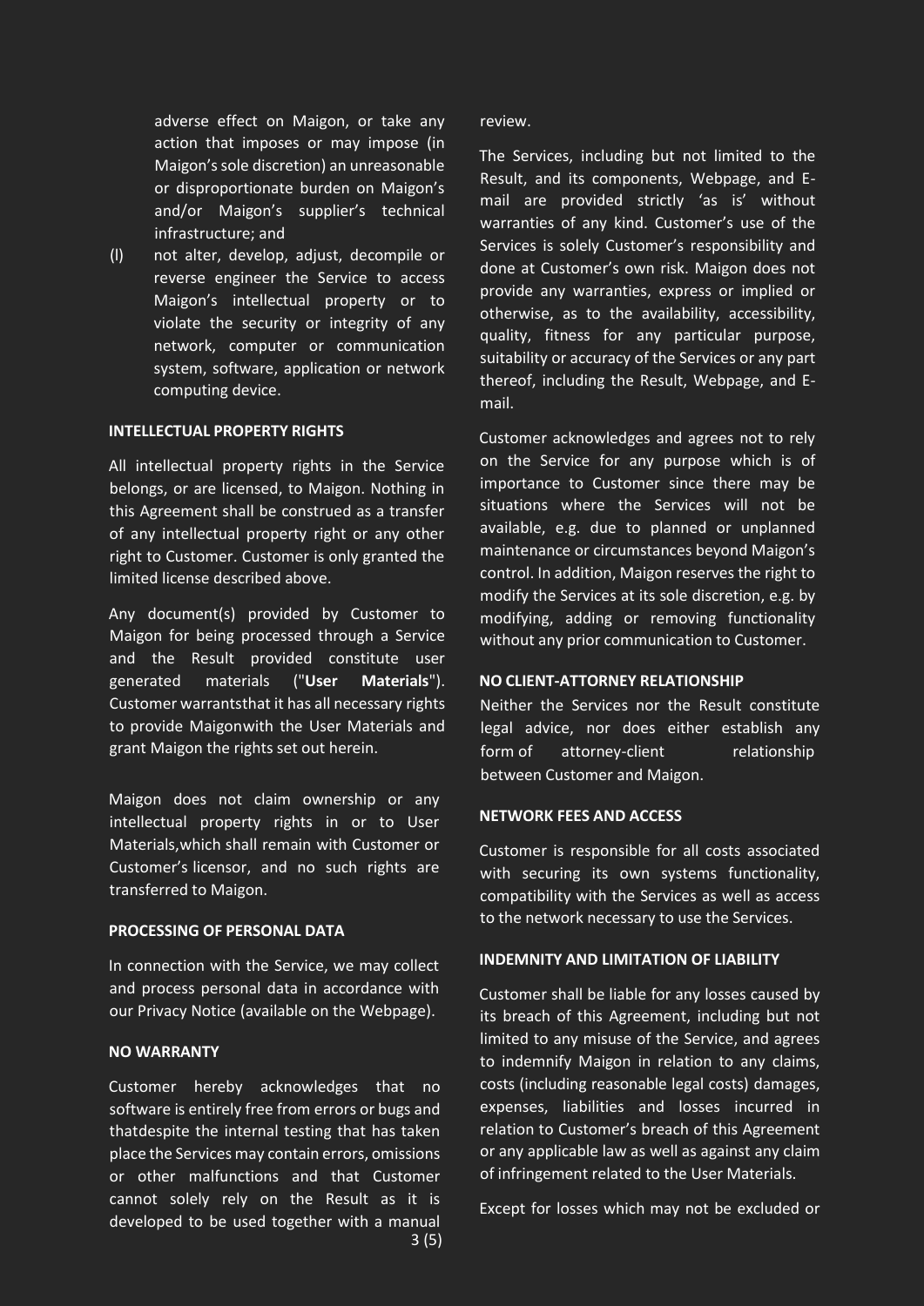adverse effect on Maigon, or take any action that imposes or may impose (in Maigon's sole discretion) an unreasonable or disproportionate burden on Maigon's and/or Maigon's supplier's technical infrastructure; and

(l) not alter, develop, adjust, decompile or reverse engineer the Service to access Maigon's intellectual property or to violate the security or integrity of any network, computer or communication system, software, application or network computing device.

**INTELLECTUAL PROPERTY RIGHTS**

All intellectual property rights in the Service belongs, or are licensed, to Maigon. Nothing in this Agreement shall be construed as a transfer of any intellectual property right or any other right to Customer. Customer is only granted the limited license described above.

Any document(s) provided by Customer to Maigon for being processed through a Service and the Result provided constitute user generated materials ("**User Materials**"). Customer warrantsthat it has all necessary rights to provide Maigonwith the User Materials and grant Maigon the rights set out herein.

Maigon does not claim ownership or any intellectual property rights in or to User Materials,which shall remain with Customer or Customer's licensor, and no such rights are transferred to Maigon.

**PROCESSING OF PERSONAL DATA**

In connection with the Service, we may collect and process personal data in accordance with our Privacy Notice (available on the Webpage).

**NO WARRANTY**

Customer hereby acknowledges that no software is entirely free from errors or bugs and thatdespite the internal testing that has taken place the Services may contain errors, omissions or other malfunctions and that Customer cannot solely rely on the Result as it is developed to be used together with a manual review.

The Services, including but not limited to the Result, and its components, Webpage, and E-mail are provided strictly 'as is' without warranties of any kind. Customer's use of the Services is solely Customer's responsibility and done at Customer's own risk. Maigon does not provide any warranties, express or implied or otherwise, as to the availability, accessibility, quality, fitness for any particular purpose, suitability or accuracy of the Services or any part thereof, including the Result, Webpage, and E-mail.

Customer acknowledges and agrees not to rely on the Service for any purpose which is of importance to Customer since there may be situations where the Services will not be available, e.g. due to planned or unplanned maintenance or circumstances beyond Maigon's control. In addition, Maigon reserves the right to modify the Services at its sole discretion, e.g. by modifying, adding or removing functionality without any prior communication to Customer.

**NO CLIENT-ATTORNEY RELATIONSHIP**

Neither the Services nor the Result constitute legal advice, nor does either establish any form of attorney-client relationship between Customer and Maigon.

**NETWORK FEES AND ACCESS**

Customer is responsible for all costs associated with securing its own systems functionality, compatibility with the Services as well as access to the network necessary to use the Services.

**INDEMNITY AND LIMITATION OF LIABILITY**

Customer shall be liable for any losses caused by its breach of this Agreement, including but not limited to any misuse of the Service, and agrees to indemnify Maigon in relation to any claims, costs (including reasonable legal costs) damages, expenses, liabilities and losses incurred in relation to Customer's breach of this Agreement or any applicable law as well as against any claim of infringement related to the User Materials.

Except for losses which may not be excluded or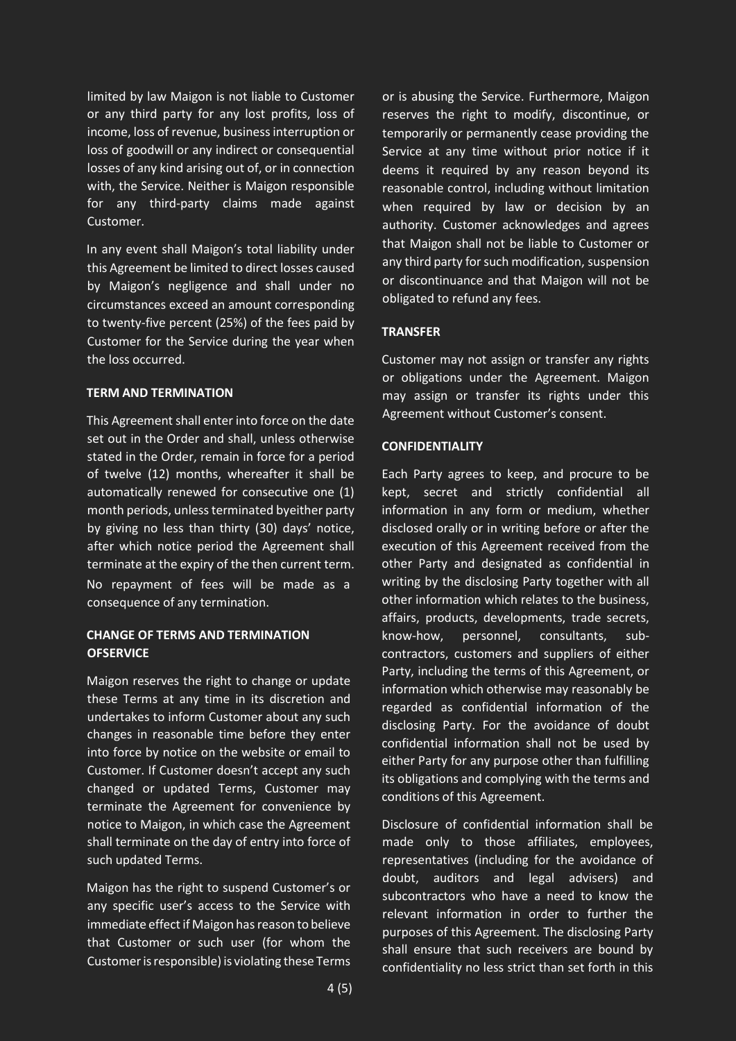limited by law Maigon is not liable to Customer or any third party for any lost profits, loss of income, loss of revenue, business interruption or loss of goodwill or any indirect or consequential losses of any kind arising out of, or in connection with, the Service. Neither is Maigon responsible for any third-party claims made against Customer.

In any event shall Maigon's total liability under this Agreement be limited to direct losses caused by Maigon's negligence and shall under no circumstances exceed an amount corresponding to twenty-five percent (25%) of the fees paid by Customer for the Service during the year when the loss occurred.

**TERM AND TERMINATION**

This Agreement shall enter into force on the date set out in the Order and shall, unless otherwise stated in the Order, remain in force for a period of twelve (12) months, whereafter it shall be automatically renewed for consecutive one (1) month periods, unless terminated byeither party by giving no less than thirty (30) days' notice, after which notice period the Agreement shall terminate at the expiry of the then current term. No repayment of fees will be made as a consequence of any termination.

**CHANGE OF TERMS AND TERMINATION OFSERVICE**

Maigon reserves the right to change or update these Terms at any time in its discretion and undertakes to inform Customer about any such changes in reasonable time before they enter into force by notice on the website or email to Customer. If Customer doesn't accept any such changed or updated Terms, Customer may terminate the Agreement for convenience by notice to Maigon, in which case the Agreement shall terminate on the day of entry into force of such updated Terms.

Maigon has the right to suspend Customer's or any specific user's access to the Service with immediate effect if Maigon has reason to believe that Customer or such user (for whom the Customer is responsible) is violating these Terms or is abusing the Service. Furthermore, Maigon reserves the right to modify, discontinue, or temporarily or permanently cease providing the Service at any time without prior notice if it deems it required by any reason beyond its reasonable control, including without limitation when required by law or decision by an authority. Customer acknowledges and agrees that Maigon shall not be liable to Customer or any third party for such modification, suspension or discontinuance and that Maigon will not be obligated to refund any fees.

**TRANSFER**

Customer may not assign or transfer any rights or obligations under the Agreement. Maigon may assign or transfer its rights under this Agreement without Customer's consent.

**CONFIDENTIALITY**

Each Party agrees to keep, and procure to be kept, secret and strictly confidential all information in any form or medium, whether disclosed orally or in writing before or after the execution of this Agreement received from the other Party and designated as confidential in writing by the disclosing Party together with all other information which relates to the business, affairs, products, developments, trade secrets, know-how, personnel, consultants, sub-contractors, customers and suppliers of either Party, including the terms of this Agreement, or information which otherwise may reasonably be regarded as confidential information of the disclosing Party. For the avoidance of doubt confidential information shall not be used by either Party for any purpose other than fulfilling its obligations and complying with the terms and conditions of this Agreement.

Disclosure of confidential information shall be made only to those affiliates, employees, representatives (including for the avoidance of doubt, auditors and legal advisers) and subcontractors who have a need to know the relevant information in order to further the purposes of this Agreement. The disclosing Party shall ensure that such receivers are bound by confidentiality no less strict than set forth in this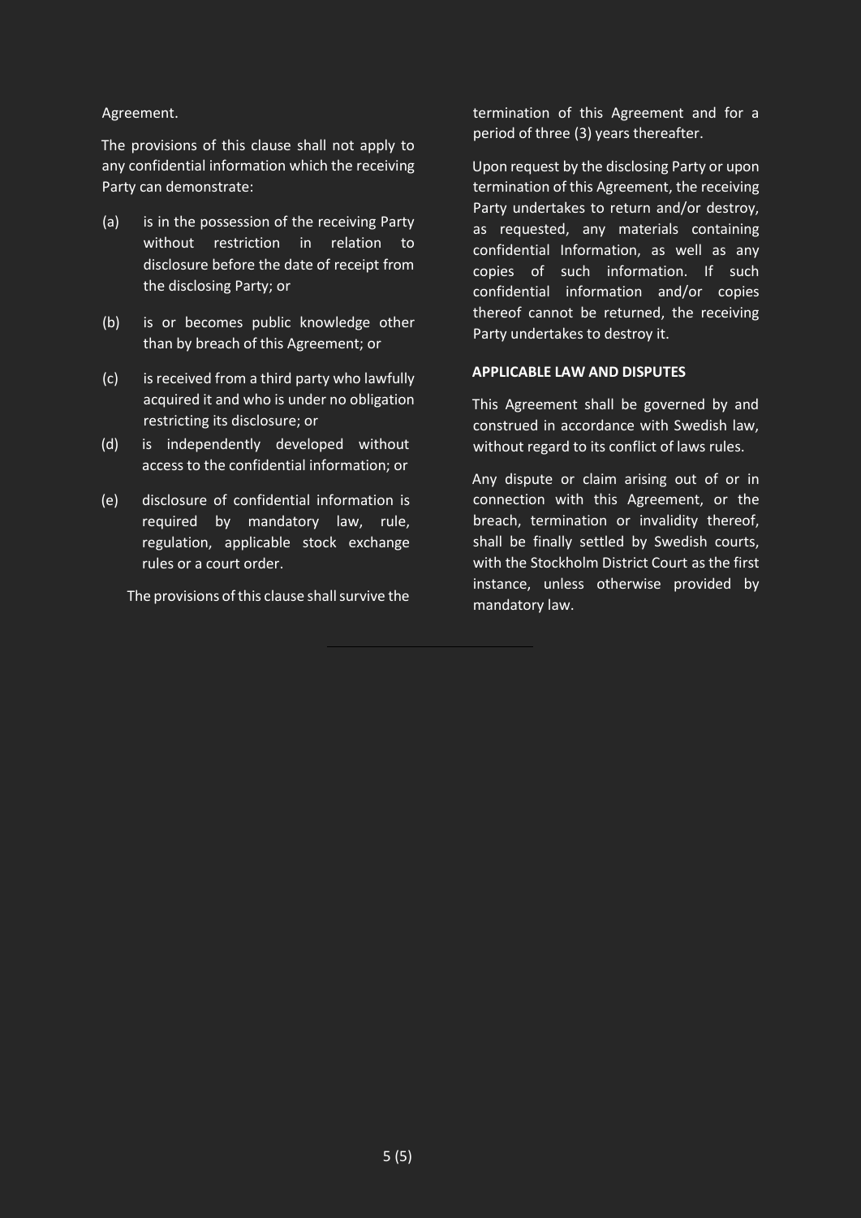Agreement.

The provisions of this clause shall not apply to any confidential information which the receiving Party can demonstrate:

(a) is in the possession of the receiving Party without restriction in relation to disclosure before the date of receipt from the disclosing Party; or

(b) is or becomes public knowledge other than by breach of this Agreement; or

(c) is received from a third party who lawfully acquired it and who is under no obligation restricting its disclosure; or

(d) is independently developed without access to the confidential information; or

(e) disclosure of confidential information is required by mandatory law, rule, regulation, applicable stock exchange rules or a court order.

The provisions of this clause shall survive the termination of this Agreement and for a period of three (3) years thereafter.

Upon request by the disclosing Party or upon termination of this Agreement, the receiving Party undertakes to return and/or destroy, as requested, any materials containing confidential Information, as well as any copies of such information. If such confidential information and/or copies thereof cannot be returned, the receiving Party undertakes to destroy it.

**APPLICABLE LAW AND DISPUTES**

This Agreement shall be governed by and construed in accordance with Swedish law, without regard to its conflict of laws rules.

Any dispute or claim arising out of or in connection with this Agreement, or the breach, termination or invalidity thereof, shall be finally settled by Swedish courts, with the Stockholm District Court as the first instance, unless otherwise provided by mandatory law.